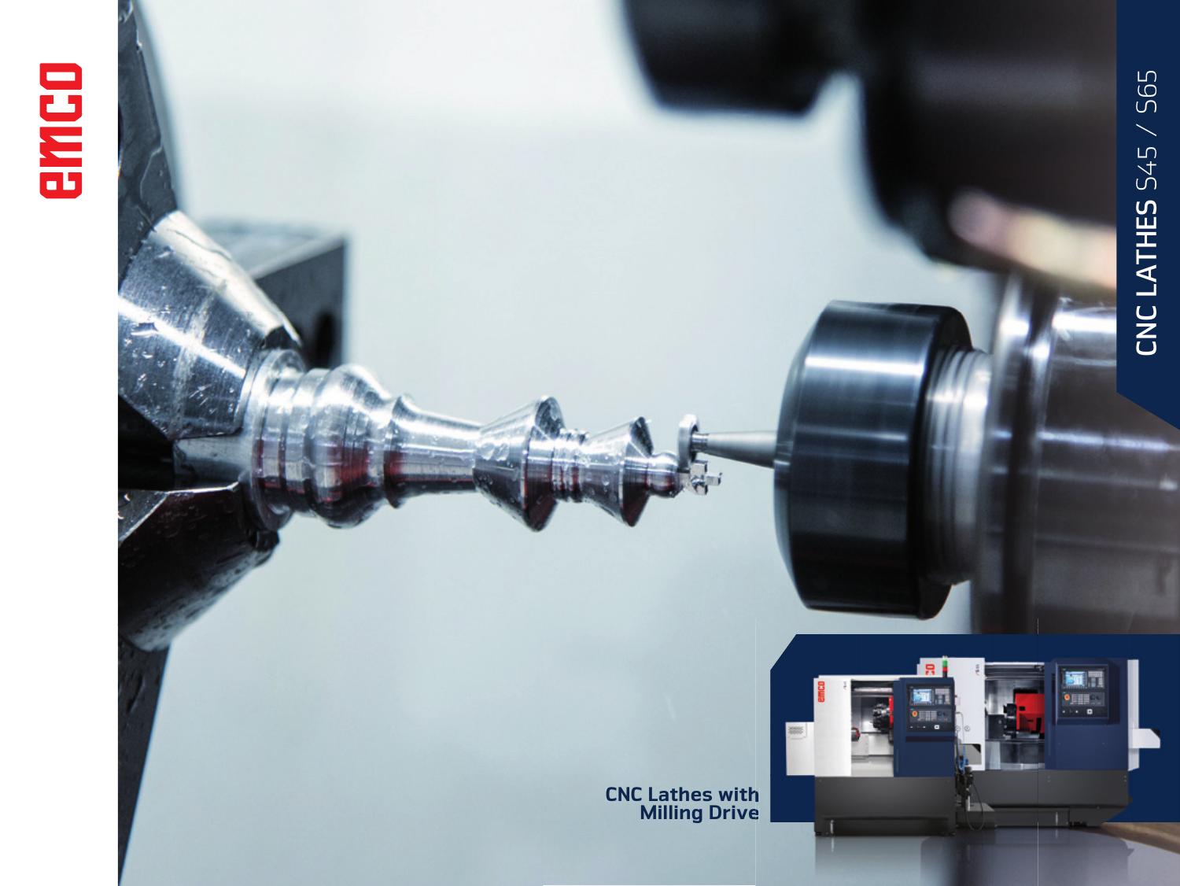emco

# CNC LATHES S45 / S65

CNC Lathes with Milling Drive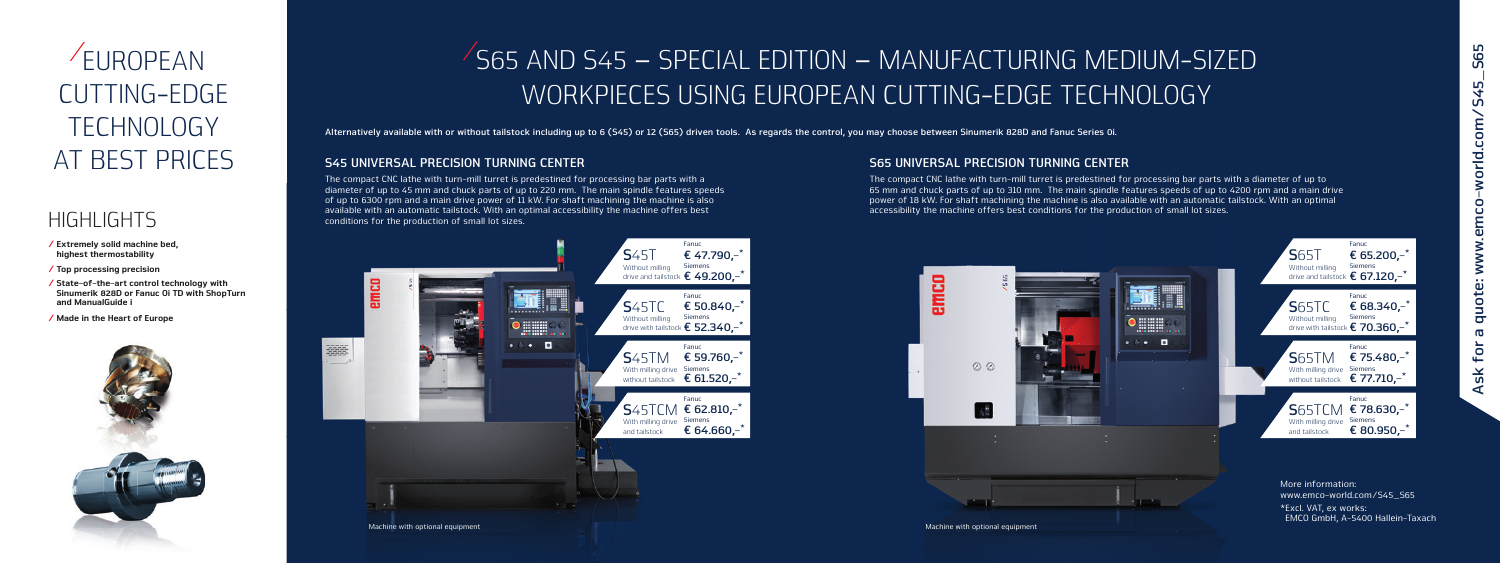# EUROPEAN CUTTING-EDGE TECHNOLOGY AT BEST PRICES

## HIGHLIGHTS

- Extremely solid machine bed, highest thermostability
- Top processing precision
- State-of-the-art control technology with Sinumerik 828D or Fanuc 0i TD with ShopTurn and ManualGuide i
- Made in the Heart of Europe

# S65 AND S45 – SPECIAL EDITION – MANUFACTURING MEDIUM-SIZED WORKPIECES USING EUROPEAN CUTTING-EDGE TECHNOLOGY

Alternatively available with or without tailstock including up to 6 (S45) or 12 (S65) driven tools. As regards the control, you may choose between Sinumerik 828D and Fanuc Series 0i.

## S45 UNIVERSAL PRECISION TURNING CENTER

The compact CNC lathe with turn-mill turret is predestined for processing bar parts with a diameter of up to 45 mm and chuck parts of up to 220 mm. The main spindle features speeds of up to 6300 rpm and a main drive power of 11 kW. For shaft machining the machine is also available with an automatic tailstock. With an optimal accessibility the machine offers best conditions for the production of small lot sizes.

| Model | Description | Fanuc | Siemens |
|---|---|---|---|
| S45T | Without milling drive and tailstock | € 47.790,–* | € 49.200,–* |
| S45TC | Without milling drive with tailstock | € 50.840,–* | € 52.340,–* |
| S45TM | With milling drive without tailstock | € 59.760,–* | € 61.520,–* |
| S45TCM | With milling drive and tailstock | € 62.810,–* | € 64.660,–* |

Machine with optional equipment

## S65 UNIVERSAL PRECISION TURNING CENTER

The compact CNC lathe with turn-mill turret is predestined for processing bar parts with a diameter of up to 65 mm and chuck parts of up to 310 mm. The main spindle features speeds of up to 4200 rpm and a main drive power of 18 kW. For shaft machining the machine is also available with an automatic tailstock. With an optimal accessibility the machine offers best conditions for the production of small lot sizes.

| Model | Description | Fanuc | Siemens |
|---|---|---|---|
| S65T | Without milling drive and tailstock | € 65.200,–* | € 67.120,–* |
| S65TC | Without milling drive with tailstock | € 68.340,–* | € 70.360,–* |
| S65TM | With milling drive without tailstock | € 75.480,–* | € 77.710,–* |
| S65TCM | With milling drive and tailstock | € 78.630,–* | € 80.950,–* |

Machine with optional equipment

More information: www.emco-world.com/S45_S65

*Excl. VAT, ex works: EMCO GmbH, A-5400 Hallein-Taxach

Ask for a quote: www.emco-world.com/S45_S65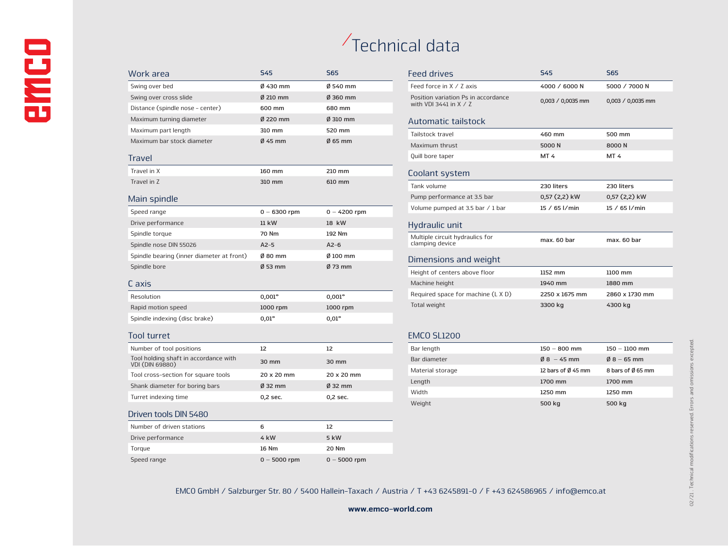# Technical data

## Work area

| Work area | S45 | S65 |
|---|---|---|
| Swing over bed | Ø 430 mm | Ø 540 mm |
| Swing over cross slide | Ø 210 mm | Ø 360 mm |
| Distance (spindle nose - center) | 600 mm | 680 mm |
| Maximum turning diameter | Ø 220 mm | Ø 310 mm |
| Maximum part length | 310 mm | 520 mm |
| Maximum bar stock diameter | Ø 45 mm | Ø 65 mm |

## Travel

| | | |
|---|---|---|
| Travel in X | 160 mm | 210 mm |
| Travel in Z | 310 mm | 610 mm |

## Main spindle

| | | |
|---|---|---|
| Speed range | 0 – 6300 rpm | 0 – 4200 rpm |
| Drive performance | 11 kW | 18 kW |
| Spindle torque | 70 Nm | 192 Nm |
| Spindle nose DIN 55026 | A2-5 | A2-6 |
| Spindle bearing (inner diameter at front) | Ø 80 mm | Ø 100 mm |
| Spindle bore | Ø 53 mm | Ø 73 mm |

## C axis

| | | |
|---|---|---|
| Resolution | 0,001° | 0,001° |
| Rapid motion speed | 1000 rpm | 1000 rpm |
| Spindle indexing (disc brake) | 0,01° | 0,01° |

## Tool turret

| | | |
|---|---|---|
| Number of tool positions | 12 | 12 |
| Tool holding shaft in accordance with VDI (DIN 69880) | 30 mm | 30 mm |
| Tool cross-section for square tools | 20 x 20 mm | 20 x 20 mm |
| Shank diameter for boring bars | Ø 32 mm | Ø 32 mm |
| Turret indexing time | 0,2 sec. | 0,2 sec. |

## Driven tools DIN 5480

| | | |
|---|---|---|
| Number of driven stations | 6 | 12 |
| Drive performance | 4 kW | 5 kW |
| Torque | 16 Nm | 20 Nm |
| Speed range | 0 – 5000 rpm | 0 – 5000 rpm |

## Feed drives

| Feed drives | S45 | S65 |
|---|---|---|
| Feed force in X / Z axis | 4000 / 6000 N | 5000 / 7000 N |
| Position variation Ps in accordance with VDI 3441 in X / Z | 0,003 / 0,0035 mm | 0,003 / 0,0035 mm |

## Automatic tailstock

| | | |
|---|---|---|
| Tailstock travel | 460 mm | 500 mm |
| Maximum thrust | 5000 N | 8000 N |
| Quill bore taper | MT 4 | MT 4 |

## Coolant system

| | | |
|---|---|---|
| Tank volume | 230 liters | 230 liters |
| Pump performance at 3.5 bar | 0,57 (2,2) kW | 0,57 (2,2) kW |
| Volume pumped at 3.5 bar / 1 bar | 15 / 65 l/min | 15 / 65 l/min |

## Hydraulic unit

| | | |
|---|---|---|
| Multiple circuit hydraulics for clamping device | max. 60 bar | max. 60 bar |

## Dimensions and weight

| | | |
|---|---|---|
| Height of centers above floor | 1152 mm | 1100 mm |
| Machine height | 1940 mm | 1880 mm |
| Required space for machine (L X D) | 2250 x 1675 mm | 2860 x 1730 mm |
| Total weight | 3300 kg | 4300 kg |

## EMCO SL1200

| | | |
|---|---|---|
| Bar length | 150 – 800 mm | 150 – 1100 mm |
| Bar diameter | Ø 8 – 45 mm | Ø 8 – 65 mm |
| Material storage | 12 bars of Ø 45 mm | 8 bars of Ø 65 mm |
| Length | 1700 mm | 1700 mm |
| Width | 1250 mm | 1250 mm |
| Weight | 500 kg | 500 kg |

EMCO GmbH / Salzburger Str. 80 / 5400 Hallein-Taxach / Austria / T +43 6245891-0 / F +43 624586965 / info@emco.at

**www.emco-world.com**

02/21 · Technical modifications reserved. Errors and omissions excepted.